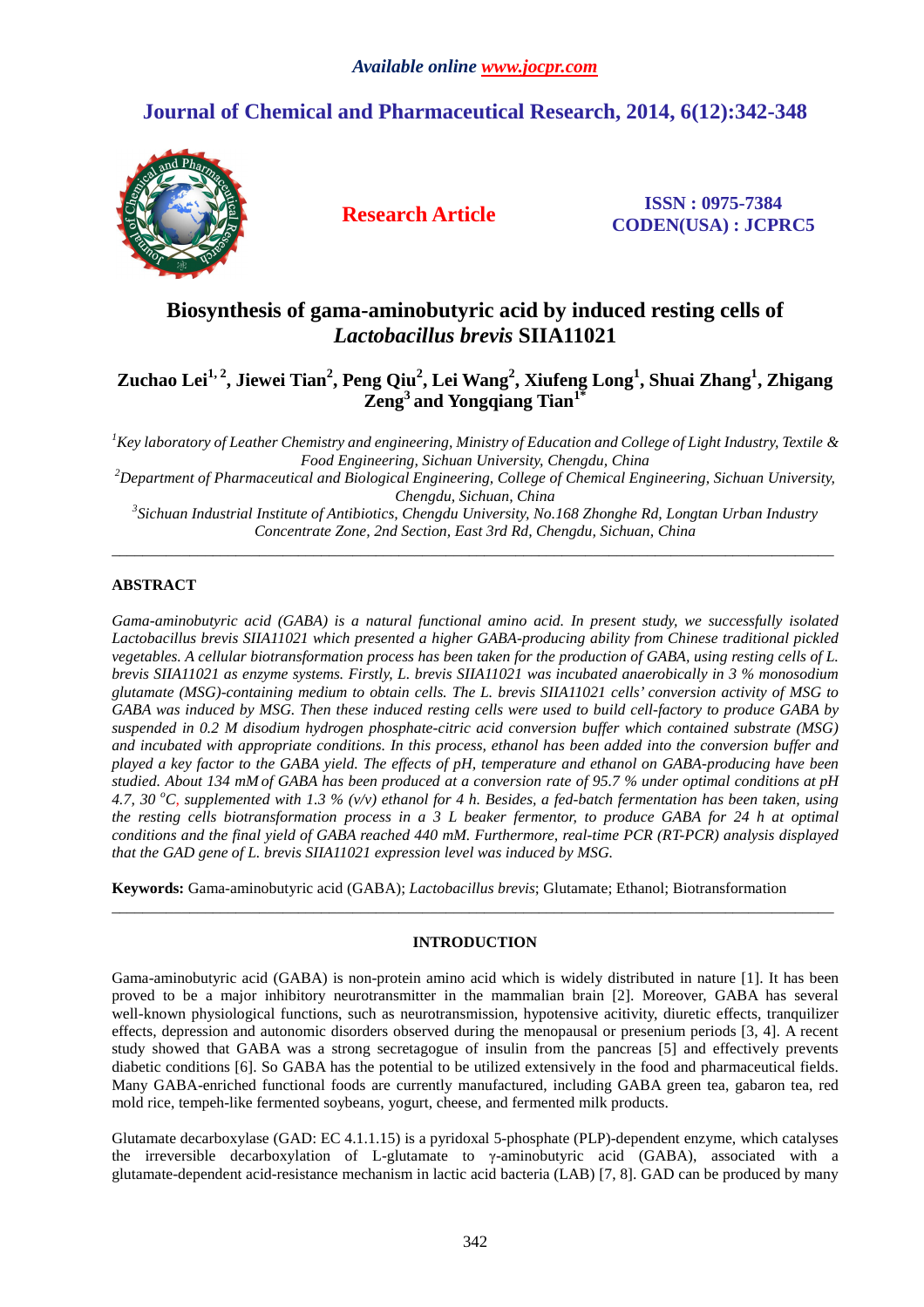Available online www.jocpr.com

# Journal of Chemical and Pharmaceutical Research, 2014, 6(12):342-348

**Research Article**

**ISSN : 0975-7384**
**CODEN(USA) : JCPRC5**

# Biosynthesis of gama-aminobutyric acid by induced resting cells of *Lactobacillus brevis* SIIA11021

**Zuchao Lei[1, 2], Jiewei Tian[2], Peng Qiu[2], Lei Wang[2], Xiufeng Long[1], Shuai Zhang[1], Zhigang Zeng[3] and Yongqiang Tian[1*]**

*[1]Key laboratory of Leather Chemistry and engineering, Ministry of Education and College of Light Industry, Textile & Food Engineering, Sichuan University, Chengdu, China*
*[2]Department of Pharmaceutical and Biological Engineering, College of Chemical Engineering, Sichuan University, Chengdu, Sichuan, China*
*[3]Sichuan Industrial Institute of Antibiotics, Chengdu University, No.168 Zhonghe Rd, Longtan Urban Industry Concentrate Zone, 2nd Section, East 3rd Rd, Chengdu, Sichuan, China*

---

## ABSTRACT

*Gama-aminobutyric acid (GABA) is a natural functional amino acid. In present study, we successfully isolated Lactobacillus brevis SIIA11021 which presented a higher GABA-producing ability from Chinese traditional pickled vegetables. A cellular biotransformation process has been taken for the production of GABA, using resting cells of L. brevis SIIA11021 as enzyme systems. Firstly, L. brevis SIIA11021 was incubated anaerobically in 3 % monosodium glutamate (MSG)-containing medium to obtain cells. The L. brevis SIIA11021 cells' conversion activity of MSG to GABA was induced by MSG. Then these induced resting cells were used to build cell-factory to produce GABA by suspended in 0.2 M disodium hydrogen phosphate-citric acid conversion buffer which contained substrate (MSG) and incubated with appropriate conditions. In this process, ethanol has been added into the conversion buffer and played a key factor to the GABA yield. The effects of pH, temperature and ethanol on GABA-producing have been studied. About 134 mM of GABA has been produced at a conversion rate of 95.7 % under optimal conditions at pH 4.7, 30 °C, supplemented with 1.3 % (v/v) ethanol for 4 h. Besides, a fed-batch fermentation has been taken, using the resting cells biotransformation process in a 3 L beaker fermentor, to produce GABA for 24 h at optimal conditions and the final yield of GABA reached 440 mM. Furthermore, real-time PCR (RT-PCR) analysis displayed that the GAD gene of L. brevis SIIA11021 expression level was induced by MSG.*

**Keywords:** Gama-aminobutyric acid (GABA); *Lactobacillus brevis*; Glutamate; Ethanol; Biotransformation

---

## INTRODUCTION

Gama-aminobutyric acid (GABA) is non-protein amino acid which is widely distributed in nature [1]. It has been proved to be a major inhibitory neurotransmitter in the mammalian brain [2]. Moreover, GABA has several well-known physiological functions, such as neurotransmission, hypotensive acitivity, diuretic effects, tranquilizer effects, depression and autonomic disorders observed during the menopausal or presenium periods [3, 4]. A recent study showed that GABA was a strong secretagogue of insulin from the pancreas [5] and effectively prevents diabetic conditions [6]. So GABA has the potential to be utilized extensively in the food and pharmaceutical fields. Many GABA-enriched functional foods are currently manufactured, including GABA green tea, gabaron tea, red mold rice, tempeh-like fermented soybeans, yogurt, cheese, and fermented milk products.

Glutamate decarboxylase (GAD: EC 4.1.1.15) is a pyridoxal 5-phosphate (PLP)-dependent enzyme, which catalyses the irreversible decarboxylation of L-glutamate to γ-aminobutyric acid (GABA), associated with a glutamate-dependent acid-resistance mechanism in lactic acid bacteria (LAB) [7, 8]. GAD can be produced by many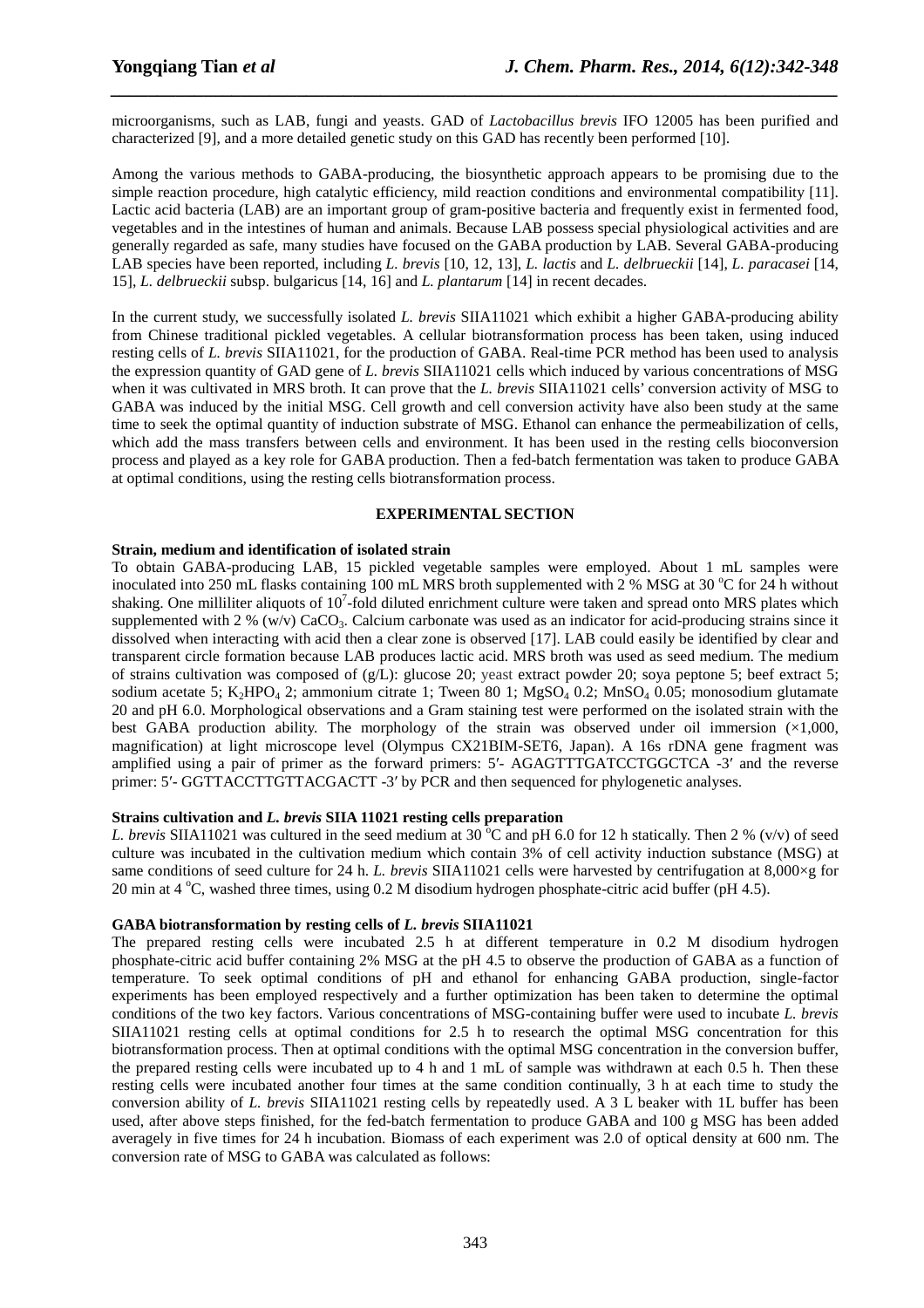microorganisms, such as LAB, fungi and yeasts. GAD of *Lactobacillus brevis* IFO 12005 has been purified and characterized [9], and a more detailed genetic study on this GAD has recently been performed [10].

Among the various methods to GABA-producing, the biosynthetic approach appears to be promising due to the simple reaction procedure, high catalytic efficiency, mild reaction conditions and environmental compatibility [11]. Lactic acid bacteria (LAB) are an important group of gram-positive bacteria and frequently exist in fermented food, vegetables and in the intestines of human and animals. Because LAB possess special physiological activities and are generally regarded as safe, many studies have focused on the GABA production by LAB. Several GABA-producing LAB species have been reported, including *L. brevis* [10, 12, 13], *L. lactis* and *L. delbrueckii* [14], *L. paracasei* [14, 15], *L. delbrueckii* subsp. bulgaricus [14, 16] and *L. plantarum* [14] in recent decades.

In the current study, we successfully isolated *L. brevis* SIIA11021 which exhibit a higher GABA-producing ability from Chinese traditional pickled vegetables. A cellular biotransformation process has been taken, using induced resting cells of *L. brevis* SIIA11021, for the production of GABA. Real-time PCR method has been used to analysis the expression quantity of GAD gene of *L. brevis* SIIA11021 cells which induced by various concentrations of MSG when it was cultivated in MRS broth. It can prove that the *L. brevis* SIIA11021 cells' conversion activity of MSG to GABA was induced by the initial MSG. Cell growth and cell conversion activity have also been study at the same time to seek the optimal quantity of induction substrate of MSG. Ethanol can enhance the permeabilization of cells, which add the mass transfers between cells and environment. It has been used in the resting cells bioconversion process and played as a key role for GABA production. Then a fed-batch fermentation was taken to produce GABA at optimal conditions, using the resting cells biotransformation process.

## EXPERIMENTAL SECTION

### Strain, medium and identification of isolated strain

To obtain GABA-producing LAB, 15 pickled vegetable samples were employed. About 1 mL samples were inoculated into 250 mL flasks containing 100 mL MRS broth supplemented with 2 % MSG at 30 $^{o}$C for 24 h without shaking. One milliliter aliquots of $10^7$-fold diluted enrichment culture were taken and spread onto MRS plates which supplemented with 2 % (w/v) $CaCO_3$. Calcium carbonate was used as an indicator for acid-producing strains since it dissolved when interacting with acid then a clear zone is observed [17]. LAB could easily be identified by clear and transparent circle formation because LAB produces lactic acid. MRS broth was used as seed medium. The medium of strains cultivation was composed of (g/L): glucose 20; yeast extract powder 20; soya peptone 5; beef extract 5; sodium acetate 5; $K_2HPO_4$ 2; ammonium citrate 1; Tween 80 1; $MgSO_4$ 0.2; $MnSO_4$ 0.05; monosodium glutamate 20 and pH 6.0. Morphological observations and a Gram staining test were performed on the isolated strain with the best GABA production ability. The morphology of the strain was observed under oil immersion (×1,000, magnification) at light microscope level (Olympus CX21BIM-SET6, Japan). A 16s rDNA gene fragment was amplified using a pair of primer as the forward primers: 5′- AGAGTTTGATCCTGGCTCA -3′ and the reverse primer: 5′- GGTTACCTTGTTACGACTT -3′ by PCR and then sequenced for phylogenetic analyses.

### Strains cultivation and *L. brevis* SIIA 11021 resting cells preparation

*L. brevis* SIIA11021 was cultured in the seed medium at 30 $^{o}$C and pH 6.0 for 12 h statically. Then 2 % (v/v) of seed culture was incubated in the cultivation medium which contain 3% of cell activity induction substance (MSG) at same conditions of seed culture for 24 h. *L. brevis* SIIA11021 cells were harvested by centrifugation at 8,000×g for 20 min at 4 $^{o}$C, washed three times, using 0.2 M disodium hydrogen phosphate-citric acid buffer (pH 4.5).

### GABA biotransformation by resting cells of *L. brevis* SIIA11021

The prepared resting cells were incubated 2.5 h at different temperature in 0.2 M disodium hydrogen phosphate-citric acid buffer containing 2% MSG at the pH 4.5 to observe the production of GABA as a function of temperature. To seek optimal conditions of pH and ethanol for enhancing GABA production, single-factor experiments has been employed respectively and a further optimization has been taken to determine the optimal conditions of the two key factors. Various concentrations of MSG-containing buffer were used to incubate *L. brevis* SIIA11021 resting cells at optimal conditions for 2.5 h to research the optimal MSG concentration for this biotransformation process. Then at optimal conditions with the optimal MSG concentration in the conversion buffer, the prepared resting cells were incubated up to 4 h and 1 mL of sample was withdrawn at each 0.5 h. Then these resting cells were incubated another four times at the same condition continually, 3 h at each time to study the conversion ability of *L. brevis* SIIA11021 resting cells by repeatedly used. A 3 L beaker with 1L buffer has been used, after above steps finished, for the fed-batch fermentation to produce GABA and 100 g MSG has been added averagely in five times for 24 h incubation. Biomass of each experiment was 2.0 of optical density at 600 nm. The conversion rate of MSG to GABA was calculated as follows: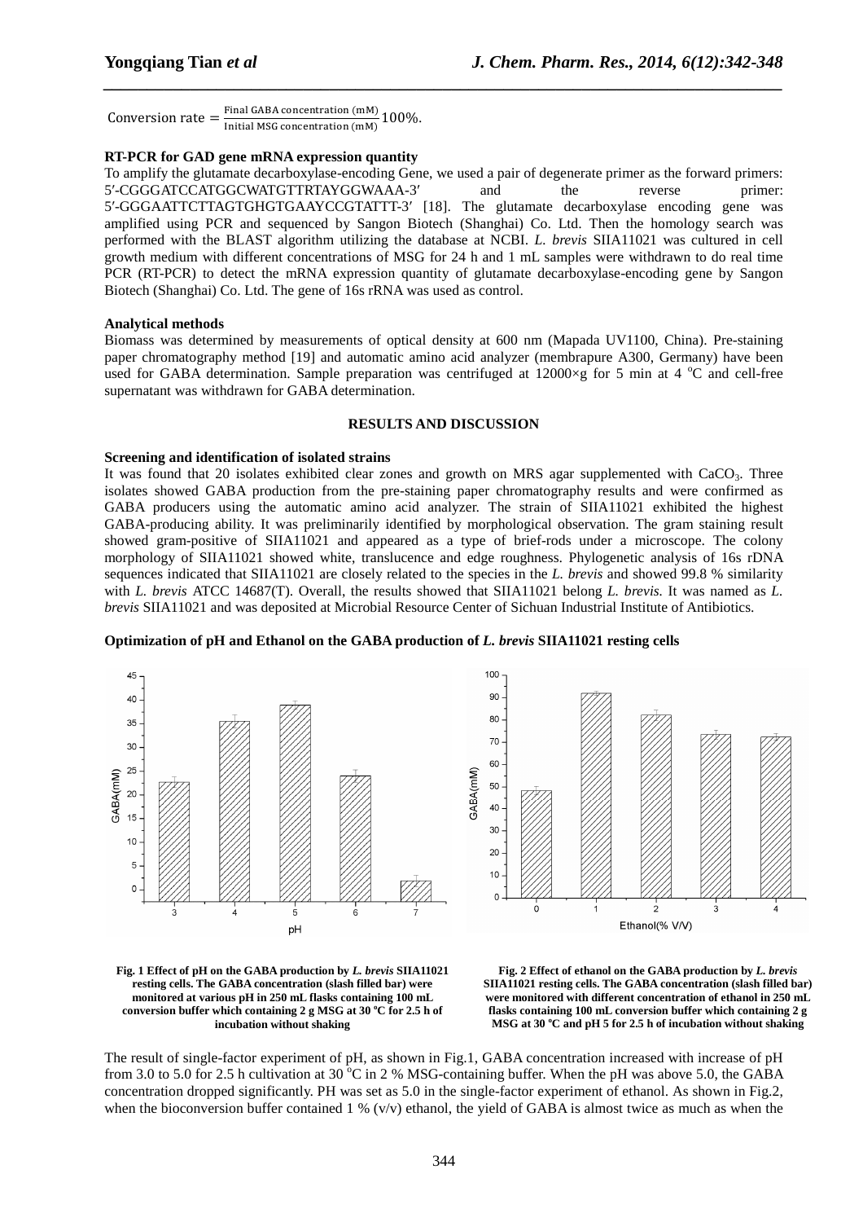$$\text{Conversion rate} = \frac{\text{Final GABA concentration (mM)}}{\text{Initial MSG concentration (mM)}} 100\%.$$

**RT-PCR for GAD gene mRNA expression quantity**

To amplify the glutamate decarboxylase-encoding Gene, we used a pair of degenerate primer as the forward primers: 5′-CGGGATCCATGGCWATGTTRTAYGGWAAA-3′ and the reverse primer: 5′-GGGAATTCTTAGTGHGTGAAYCCGTATTT-3′ [18]. The glutamate decarboxylase encoding gene was amplified using PCR and sequenced by Sangon Biotech (Shanghai) Co. Ltd. Then the homology search was performed with the BLAST algorithm utilizing the database at NCBI. *L. brevis* SIIA11021 was cultured in cell growth medium with different concentrations of MSG for 24 h and 1 mL samples were withdrawn to do real time PCR (RT-PCR) to detect the mRNA expression quantity of glutamate decarboxylase-encoding gene by Sangon Biotech (Shanghai) Co. Ltd. The gene of 16s rRNA was used as control.

**Analytical methods**

Biomass was determined by measurements of optical density at 600 nm (Mapada UV1100, China). Pre-staining paper chromatography method [19] and automatic amino acid analyzer (membrapure A300, Germany) have been used for GABA determination. Sample preparation was centrifuged at 12000×g for 5 min at 4 $^{o}$C and cell-free supernatant was withdrawn for GABA determination.

## RESULTS AND DISCUSSION

**Screening and identification of isolated strains**

It was found that 20 isolates exhibited clear zones and growth on MRS agar supplemented with $CaCO_3$. Three isolates showed GABA production from the pre-staining paper chromatography results and were confirmed as GABA producers using the automatic amino acid analyzer. The strain of SIIA11021 exhibited the highest GABA-producing ability. It was preliminarily identified by morphological observation. The gram staining result showed gram-positive of SIIA11021 and appeared as a type of brief-rods under a microscope. The colony morphology of SIIA11021 showed white, translucence and edge roughness. Phylogenetic analysis of 16s rDNA sequences indicated that SIIA11021 are closely related to the species in the *L. brevis* and showed 99.8 % similarity with *L. brevis* ATCC 14687(T). Overall, the results showed that SIIA11021 belong *L. brevis*. It was named as *L. brevis* SIIA11021 and was deposited at Microbial Resource Center of Sichuan Industrial Institute of Antibiotics.

**Optimization of pH and Ethanol on the GABA production of *L. brevis* SIIA11021 resting cells**

**Fig. 1 Effect of pH on the GABA production by *L. brevis* SIIA11021 resting cells. The GABA concentration (slash filled bar) were monitored at various pH in 250 mL flasks containing 100 mL conversion buffer which containing 2 g MSG at 30 ℃ for 2.5 h of incubation without shaking**

**Fig. 2 Effect of ethanol on the GABA production by *L. brevis* SIIA11021 resting cells. The GABA concentration (slash filled bar) were monitored with different concentration of ethanol in 250 mL flasks containing 100 mL conversion buffer which containing 2 g MSG at 30 ℃ and pH 5 for 2.5 h of incubation without shaking**

The result of single-factor experiment of pH, as shown in Fig.1, GABA concentration increased with increase of pH from 3.0 to 5.0 for 2.5 h cultivation at 30 $^{o}$C in 2 % MSG-containing buffer. When the pH was above 5.0, the GABA concentration dropped significantly. PH was set as 5.0 in the single-factor experiment of ethanol. As shown in Fig.2, when the bioconversion buffer contained 1 % (v/v) ethanol, the yield of GABA is almost twice as much as when the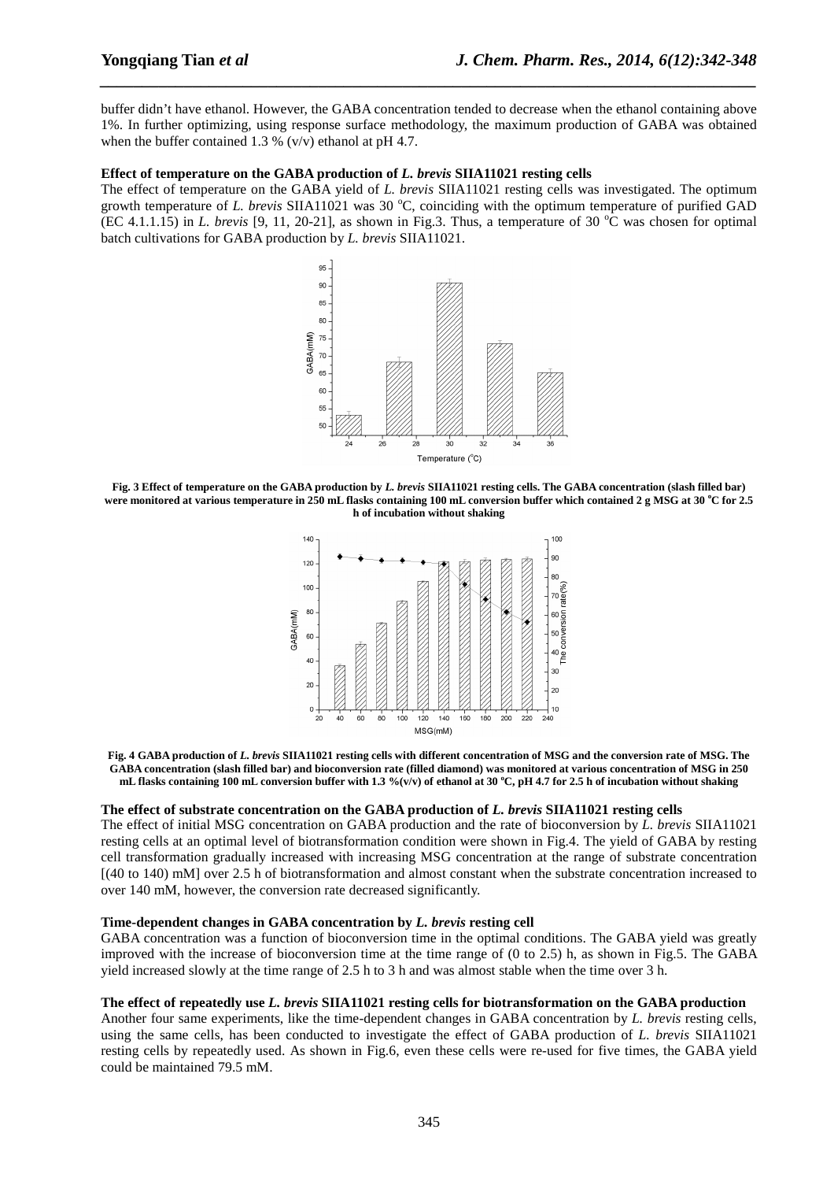buffer didn't have ethanol. However, the GABA concentration tended to decrease when the ethanol containing above 1%. In further optimizing, using response surface methodology, the maximum production of GABA was obtained when the buffer contained 1.3 % (v/v) ethanol at pH 4.7.

**Effect of temperature on the GABA production of *L. brevis* SIIA11021 resting cells**

The effect of temperature on the GABA yield of *L. brevis* SIIA11021 resting cells was investigated. The optimum growth temperature of *L. brevis* SIIA11021 was 30 $^{o}$C, coinciding with the optimum temperature of purified GAD (EC 4.1.1.15) in *L. brevis* [9, 11, 20-21], as shown in Fig.3. Thus, a temperature of 30 $^{o}$C was chosen for optimal batch cultivations for GABA production by *L. brevis* SIIA11021.

**Fig. 3 Effect of temperature on the GABA production by *L. brevis* SIIA11021 resting cells. The GABA concentration (slash filled bar) were monitored at various temperature in 250 mL flasks containing 100 mL conversion buffer which contained 2 g MSG at 30 °C for 2.5 h of incubation without shaking**

**Fig. 4 GABA production of *L. brevis* SIIA11021 resting cells with different concentration of MSG and the conversion rate of MSG. The GABA concentration (slash filled bar) and bioconversion rate (filled diamond) was monitored at various concentration of MSG in 250 mL flasks containing 100 mL conversion buffer with 1.3 %(v/v) of ethanol at 30 °C, pH 4.7 for 2.5 h of incubation without shaking**

**The effect of substrate concentration on the GABA production of *L. brevis* SIIA11021 resting cells**

The effect of initial MSG concentration on GABA production and the rate of bioconversion by *L. brevis* SIIA11021 resting cells at an optimal level of biotransformation condition were shown in Fig.4. The yield of GABA by resting cell transformation gradually increased with increasing MSG concentration at the range of substrate concentration [(40 to 140) mM] over 2.5 h of biotransformation and almost constant when the substrate concentration increased to over 140 mM, however, the conversion rate decreased significantly.

**Time-dependent changes in GABA concentration by *L. brevis* resting cell**

GABA concentration was a function of bioconversion time in the optimal conditions. The GABA yield was greatly improved with the increase of bioconversion time at the time range of (0 to 2.5) h, as shown in Fig.5. The GABA yield increased slowly at the time range of 2.5 h to 3 h and was almost stable when the time over 3 h.

**The effect of repeatedly use *L. brevis* SIIA11021 resting cells for biotransformation on the GABA production**

Another four same experiments, like the time-dependent changes in GABA concentration by *L. brevis* resting cells, using the same cells, has been conducted to investigate the effect of GABA production of *L. brevis* SIIA11021 resting cells by repeatedly used. As shown in Fig.6, even these cells were re-used for five times, the GABA yield could be maintained 79.5 mM.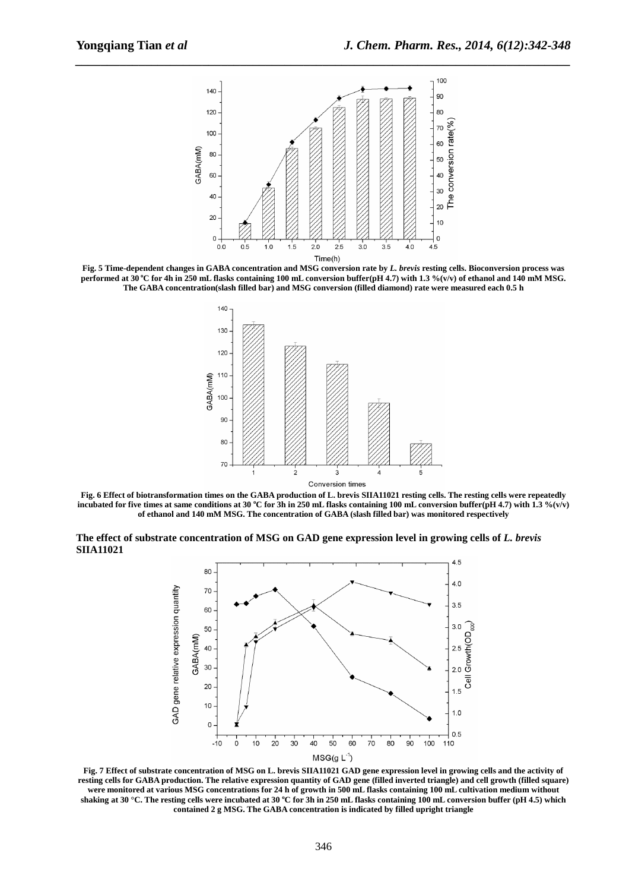**Fig. 5 Time-dependent changes in GABA concentration and MSG conversion rate by *L. brevis* resting cells. Bioconversion process was performed at 30 ºC for 4h in 250 mL flasks containing 100 mL conversion buffer(pH 4.7) with 1.3 %(v/v) of ethanol and 140 mM MSG. The GABA concentration(slash filled bar) and MSG conversion (filled diamond) rate were measured each 0.5 h**

**Fig. 6 Effect of biotransformation times on the GABA production of L. brevis SIIA11021 resting cells. The resting cells were repeatedly incubated for five times at same conditions at 30 ºC for 3h in 250 mL flasks containing 100 mL conversion buffer(pH 4.7) with 1.3 %(v/v) of ethanol and 140 mM MSG. The concentration of GABA (slash filled bar) was monitored respectively**

**The effect of substrate concentration of MSG on GAD gene expression level in growing cells of *L. brevis* SIIA11021**

**Fig. 7 Effect of substrate concentration of MSG on L. brevis SIIA11021 GAD gene expression level in growing cells and the activity of resting cells for GABA production. The relative expression quantity of GAD gene (filled inverted triangle) and cell growth (filled square) were monitored at various MSG concentrations for 24 h of growth in 500 mL flasks containing 100 mL cultivation medium without shaking at 30 °C. The resting cells were incubated at 30 ºC for 3h in 250 mL flasks containing 100 mL conversion buffer (pH 4.5) which contained 2 g MSG. The GABA concentration is indicated by filled upright triangle**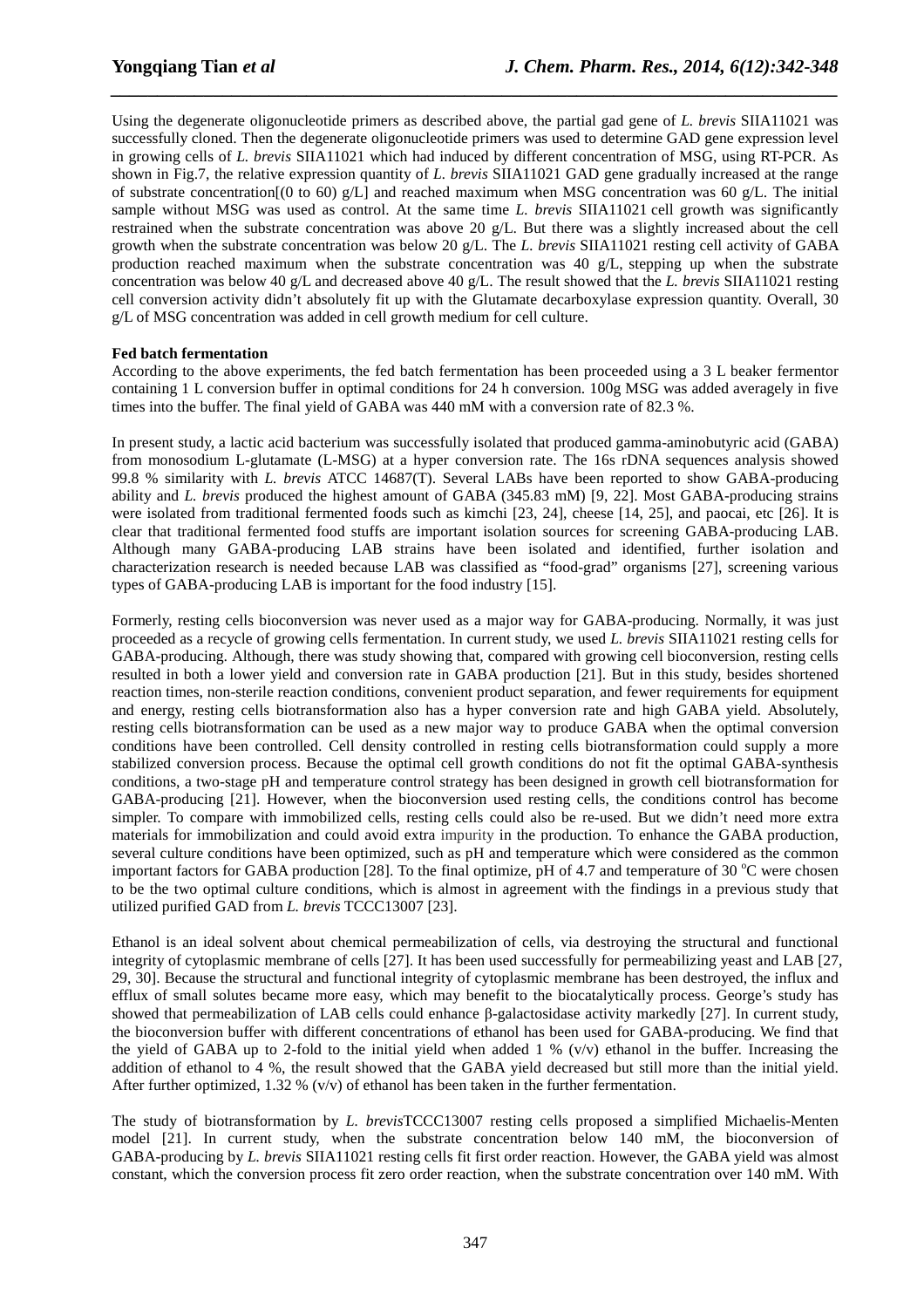Using the degenerate oligonucleotide primers as described above, the partial gad gene of *L. brevis* SIIA11021 was successfully cloned. Then the degenerate oligonucleotide primers was used to determine GAD gene expression level in growing cells of *L. brevis* SIIA11021 which had induced by different concentration of MSG, using RT-PCR. As shown in Fig.7, the relative expression quantity of *L. brevis* SIIA11021 GAD gene gradually increased at the range of substrate concentration[(0 to 60) g/L] and reached maximum when MSG concentration was 60 g/L. The initial sample without MSG was used as control. At the same time *L. brevis* SIIA11021 cell growth was significantly restrained when the substrate concentration was above 20 g/L. But there was a slightly increased about the cell growth when the substrate concentration was below 20 g/L. The *L. brevis* SIIA11021 resting cell activity of GABA production reached maximum when the substrate concentration was 40 g/L, stepping up when the substrate concentration was below 40 g/L and decreased above 40 g/L. The result showed that the *L. brevis* SIIA11021 resting cell conversion activity didn't absolutely fit up with the Glutamate decarboxylase expression quantity. Overall, 30 g/L of MSG concentration was added in cell growth medium for cell culture.

**Fed batch fermentation**

According to the above experiments, the fed batch fermentation has been proceeded using a 3 L beaker fermentor containing 1 L conversion buffer in optimal conditions for 24 h conversion. 100g MSG was added averagely in five times into the buffer. The final yield of GABA was 440 mM with a conversion rate of 82.3 %.

In present study, a lactic acid bacterium was successfully isolated that produced gamma-aminobutyric acid (GABA) from monosodium L-glutamate (L-MSG) at a hyper conversion rate. The 16s rDNA sequences analysis showed 99.8 % similarity with *L. brevis* ATCC 14687(T). Several LABs have been reported to show GABA-producing ability and *L. brevis* produced the highest amount of GABA (345.83 mM) [9, 22]. Most GABA-producing strains were isolated from traditional fermented foods such as kimchi [23, 24], cheese [14, 25], and paocai, etc [26]. It is clear that traditional fermented food stuffs are important isolation sources for screening GABA-producing LAB. Although many GABA-producing LAB strains have been isolated and identified, further isolation and characterization research is needed because LAB was classified as "food-grad" organisms [27], screening various types of GABA-producing LAB is important for the food industry [15].

Formerly, resting cells bioconversion was never used as a major way for GABA-producing. Normally, it was just proceeded as a recycle of growing cells fermentation. In current study, we used *L. brevis* SIIA11021 resting cells for GABA-producing. Although, there was study showing that, compared with growing cell bioconversion, resting cells resulted in both a lower yield and conversion rate in GABA production [21]. But in this study, besides shortened reaction times, non-sterile reaction conditions, convenient product separation, and fewer requirements for equipment and energy, resting cells biotransformation also has a hyper conversion rate and high GABA yield. Absolutely, resting cells biotransformation can be used as a new major way to produce GABA when the optimal conversion conditions have been controlled. Cell density controlled in resting cells biotransformation could supply a more stabilized conversion process. Because the optimal cell growth conditions do not fit the optimal GABA-synthesis conditions, a two-stage pH and temperature control strategy has been designed in growth cell biotransformation for GABA-producing [21]. However, when the bioconversion used resting cells, the conditions control has become simpler. To compare with immobilized cells, resting cells could also be re-used. But we didn't need more extra materials for immobilization and could avoid extra impurity in the production. To enhance the GABA production, several culture conditions have been optimized, such as pH and temperature which were considered as the common important factors for GABA production [28]. To the final optimize, pH of 4.7 and temperature of 30 $^{o}$C were chosen to be the two optimal culture conditions, which is almost in agreement with the findings in a previous study that utilized purified GAD from *L. brevis* TCCC13007 [23].

Ethanol is an ideal solvent about chemical permeabilization of cells, via destroying the structural and functional integrity of cytoplasmic membrane of cells [27]. It has been used successfully for permeabilizing yeast and LAB [27, 29, 30]. Because the structural and functional integrity of cytoplasmic membrane has been destroyed, the influx and efflux of small solutes became more easy, which may benefit to the biocatalytically process. George's study has showed that permeabilization of LAB cells could enhance β-galactosidase activity markedly [27]. In current study, the bioconversion buffer with different concentrations of ethanol has been used for GABA-producing. We find that the yield of GABA up to 2-fold to the initial yield when added 1 % (v/v) ethanol in the buffer. Increasing the addition of ethanol to 4 %, the result showed that the GABA yield decreased but still more than the initial yield. After further optimized, 1.32 % (v/v) of ethanol has been taken in the further fermentation.

The study of biotransformation by *L. brevis*TCCC13007 resting cells proposed a simplified Michaelis-Menten model [21]. In current study, when the substrate concentration below 140 mM, the bioconversion of GABA-producing by *L. brevis* SIIA11021 resting cells fit first order reaction. However, the GABA yield was almost constant, which the conversion process fit zero order reaction, when the substrate concentration over 140 mM. With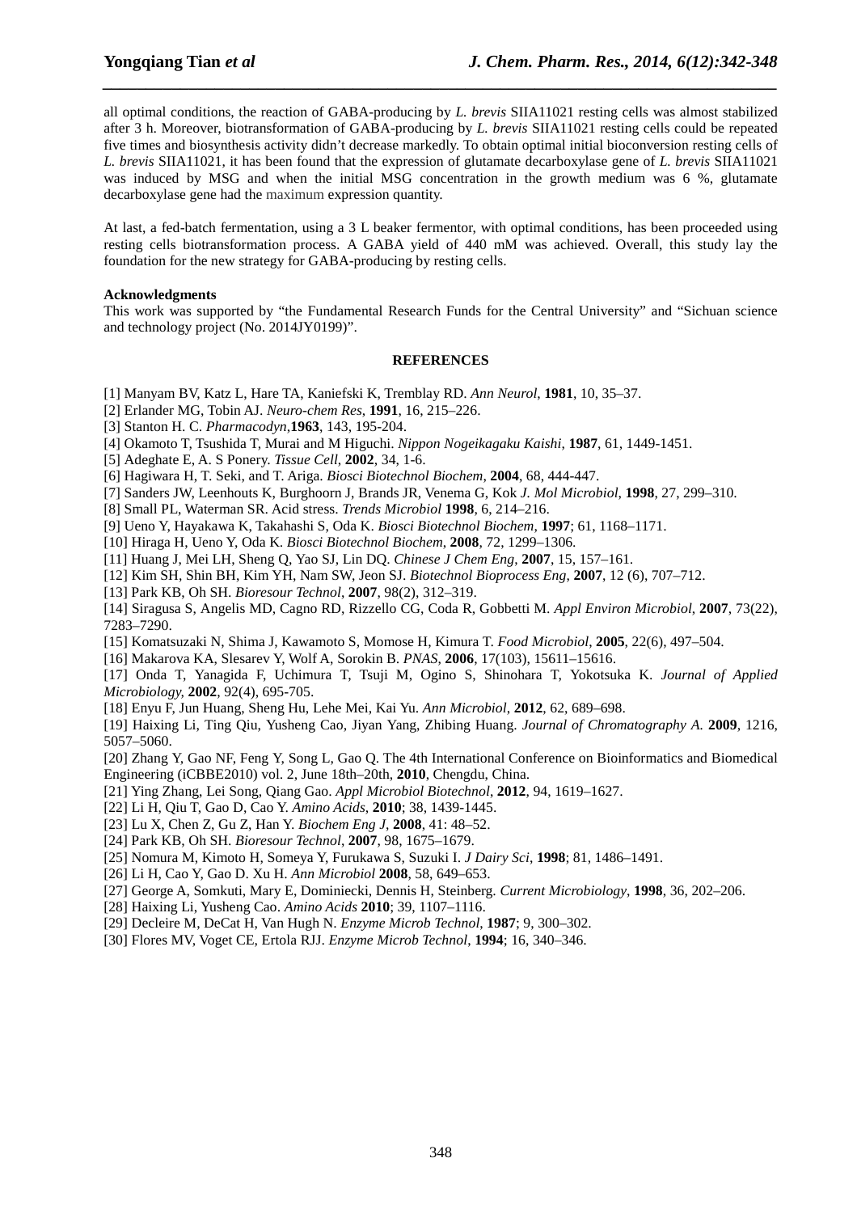all optimal conditions, the reaction of GABA-producing by *L. brevis* SIIA11021 resting cells was almost stabilized after 3 h. Moreover, biotransformation of GABA-producing by *L. brevis* SIIA11021 resting cells could be repeated five times and biosynthesis activity didn't decrease markedly. To obtain optimal initial bioconversion resting cells of *L. brevis* SIIA11021, it has been found that the expression of glutamate decarboxylase gene of *L. brevis* SIIA11021 was induced by MSG and when the initial MSG concentration in the growth medium was 6 %, glutamate decarboxylase gene had the maximum expression quantity.

At last, a fed-batch fermentation, using a 3 L beaker fermentor, with optimal conditions, has been proceeded using resting cells biotransformation process. A GABA yield of 440 mM was achieved. Overall, this study lay the foundation for the new strategy for GABA-producing by resting cells.

**Acknowledgments**

This work was supported by "the Fundamental Research Funds for the Central University" and "Sichuan science and technology project (No. 2014JY0199)".

## REFERENCES

[1] Manyam BV, Katz L, Hare TA, Kaniefski K, Tremblay RD. *Ann Neurol*, **1981**, 10, 35–37.

[2] Erlander MG, Tobin AJ. *Neuro-chem Res*, **1991**, 16, 215–226.

[3] Stanton H. C. *Pharmacodyn*,**1963**, 143, 195-204.

[4] Okamoto T, Tsushida T, Murai and M Higuchi. *Nippon Nogeikagaku Kaishi*, **1987**, 61, 1449-1451.

[5] Adeghate E, A. S Ponery. *Tissue Cell*, **2002**, 34, 1-6.

[6] Hagiwara H, T. Seki, and T. Ariga. *Biosci Biotechnol Biochem*, **2004**, 68, 444-447.

[7] Sanders JW, Leenhouts K, Burghoorn J, Brands JR, Venema G, Kok *J. Mol Microbiol*, **1998**, 27, 299–310.

[8] Small PL, Waterman SR. Acid stress. *Trends Microbiol* **1998**, 6, 214–216.

[9] Ueno Y, Hayakawa K, Takahashi S, Oda K. *Biosci Biotechnol Biochem*, **1997**; 61, 1168–1171.

[10] Hiraga H, Ueno Y, Oda K. *Biosci Biotechnol Biochem*, **2008**, 72, 1299–1306.

[11] Huang J, Mei LH, Sheng Q, Yao SJ, Lin DQ. *Chinese J Chem Eng*, **2007**, 15, 157–161.

[12] Kim SH, Shin BH, Kim YH, Nam SW, Jeon SJ. *Biotechnol Bioprocess Eng*, **2007**, 12 (6), 707–712.

[13] Park KB, Oh SH. *Bioresour Technol*, **2007**, 98(2), 312–319.

[14] Siragusa S, Angelis MD, Cagno RD, Rizzello CG, Coda R, Gobbetti M. *Appl Environ Microbiol*, **2007**, 73(22), 7283–7290.

[15] Komatsuzaki N, Shima J, Kawamoto S, Momose H, Kimura T. *Food Microbiol*, **2005**, 22(6), 497–504.

[16] Makarova KA, Slesarev Y, Wolf A, Sorokin B. *PNAS*, **2006**, 17(103), 15611–15616.

[17] Onda T, Yanagida F, Uchimura T, Tsuji M, Ogino S, Shinohara T, Yokotsuka K. *Journal of Applied Microbiology*, **2002**, 92(4), 695-705.

[18] Enyu F, Jun Huang, Sheng Hu, Lehe Mei, Kai Yu. *Ann Microbiol*, **2012**, 62, 689–698.

[19] Haixing Li, Ting Qiu, Yusheng Cao, Jiyan Yang, Zhibing Huang. *Journal of Chromatography A*. **2009**, 1216, 5057–5060.

[20] Zhang Y, Gao NF, Feng Y, Song L, Gao Q. The 4th International Conference on Bioinformatics and Biomedical Engineering (iCBBE2010) vol. 2, June 18th–20th, **2010**, Chengdu, China.

[21] Ying Zhang, Lei Song, Qiang Gao. *Appl Microbiol Biotechnol*, **2012**, 94, 1619–1627.

[22] Li H, Qiu T, Gao D, Cao Y. *Amino Acids*, **2010**; 38, 1439-1445.

[23] Lu X, Chen Z, Gu Z, Han Y. *Biochem Eng J*, **2008**, 41: 48–52.

[24] Park KB, Oh SH. *Bioresour Technol*, **2007**, 98, 1675–1679.

[25] Nomura M, Kimoto H, Someya Y, Furukawa S, Suzuki I. *J Dairy Sci*, **1998**; 81, 1486–1491.

[26] Li H, Cao Y, Gao D. Xu H. *Ann Microbiol* **2008**, 58, 649–653.

[27] George A, Somkuti, Mary E, Dominiecki, Dennis H, Steinberg. *Current Microbiology*, **1998**, 36, 202–206.

[28] Haixing Li, Yusheng Cao. *Amino Acids* **2010**; 39, 1107–1116.

[29] Decleire M, DeCat H, Van Hugh N. *Enzyme Microb Technol*, **1987**; 9, 300–302.

[30] Flores MV, Voget CE, Ertola RJJ. *Enzyme Microb Technol*, **1994**; 16, 340–346.